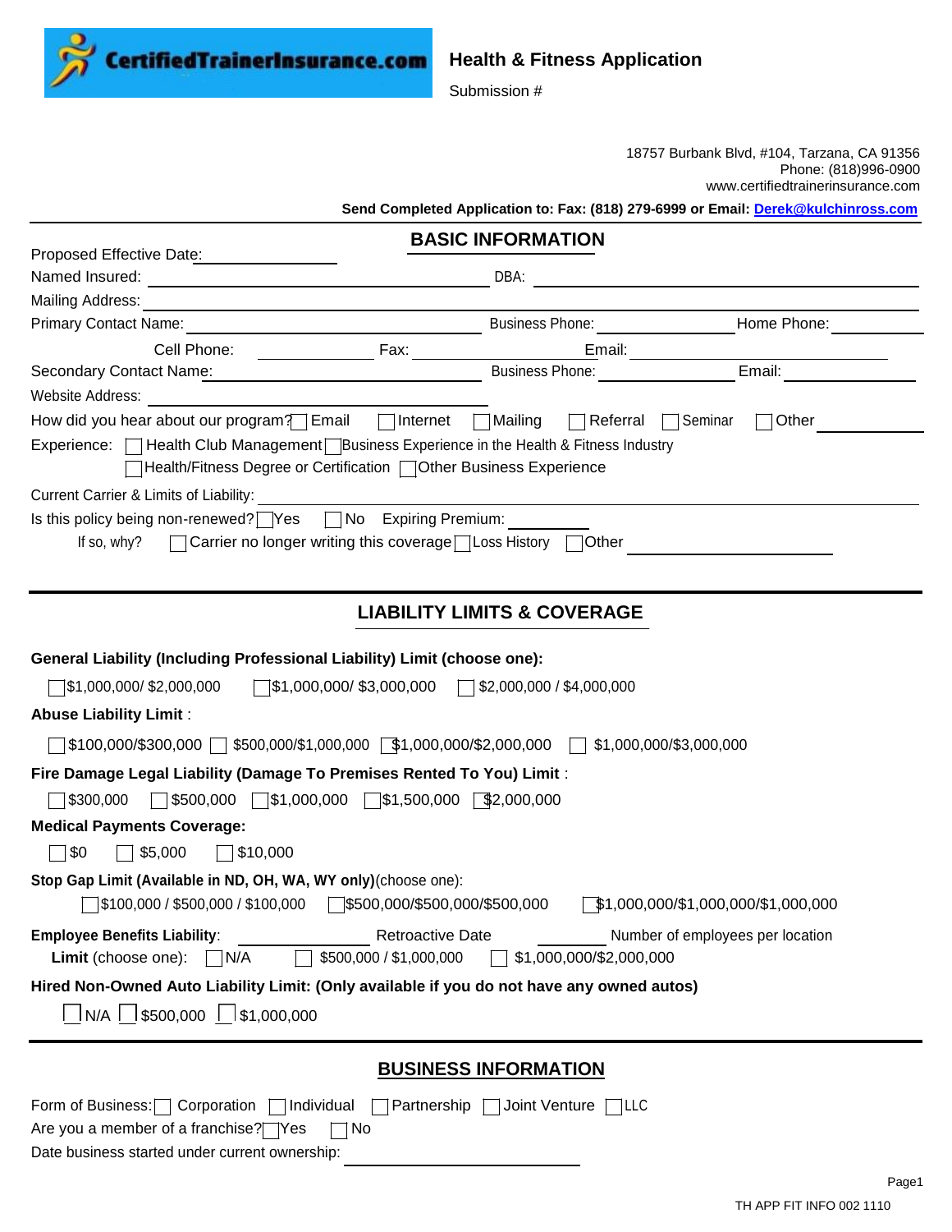CertifiedTrainerInsurance.com

# Health & Fitness Application

Submission #

18757 Burbank Blvd, #104, Tarzana, CA 91356
Phone: (818)996-0900
www.certifiedtrainerinsurance.com

**Send Completed Application to: Fax: (818) 279-6999 or Email: Derek@kulchinross.com**

## BASIC INFORMATION

Proposed Effective Date: ____________

Named Insured: ____________ DBA: ____________

Mailing Address: ____________

Primary Contact Name: ____________ Business Phone: ____________ Home Phone: ____________

Cell Phone: ____________ Fax: ____________ Email: ____________

Secondary Contact Name: ____________ Business Phone: ____________ Email: ____________

Website Address: ____________

How did you hear about our program? ☐ Email ☐ Internet ☐ Mailing ☐ Referral ☐ Seminar ☐ Other ____________

Experience: ☐ Health Club Management ☐ Business Experience in the Health & Fitness Industry
☐ Health/Fitness Degree or Certification ☐ Other Business Experience

Current Carrier & Limits of Liability: ____________

Is this policy being non-renewed? ☐ Yes ☐ No Expiring Premium: ____________

If so, why? ☐ Carrier no longer writing this coverage ☐ Loss History ☐ Other ____________

## LIABILITY LIMITS & COVERAGE

**General Liability (Including Professional Liability) Limit (choose one):**

☐ $1,000,000/ $2,000,000 ☐ $1,000,000/ $3,000,000 ☐ $2,000,000 / $4,000,000

**Abuse Liability Limit** :

☐ $100,000/$300,000 ☐ $500,000/$1,000,000 ☐ $1,000,000/$2,000,000 ☐ $1,000,000/$3,000,000

**Fire Damage Legal Liability (Damage To Premises Rented To You) Limit** :

☐ $300,000 ☐ $500,000 ☐ $1,000,000 ☐ $1,500,000 ☐ $2,000,000

**Medical Payments Coverage:**

☐ $0 ☐ $5,000 ☐ $10,000

**Stop Gap Limit (Available in ND, OH, WA, WY only)** (choose one):

☐ $100,000 / $500,000 / $100,000 ☐ $500,000/$500,000/$500,000 ☐ $1,000,000/$1,000,000/$1,000,000

**Employee Benefits Liability**: ____________ Retroactive Date ____________ Number of employees per location

**Limit** (choose one): ☐ N/A ☐ $500,000 / $1,000,000 ☐ $1,000,000/$2,000,000

**Hired Non-Owned Auto Liability Limit: (Only if you do not have any owned autos)**

☐ N/A ☐ $500,000 ☐ $1,000,000

## BUSINESS INFORMATION

Form of Business: ☐ Corporation ☐ Individual ☐ Partnership ☐ Joint Venture ☐ LLC

Are you a member of a franchise? ☐ Yes ☐ No

Date business started under current ownership: ____________

TH APP FIT INFO 002 1110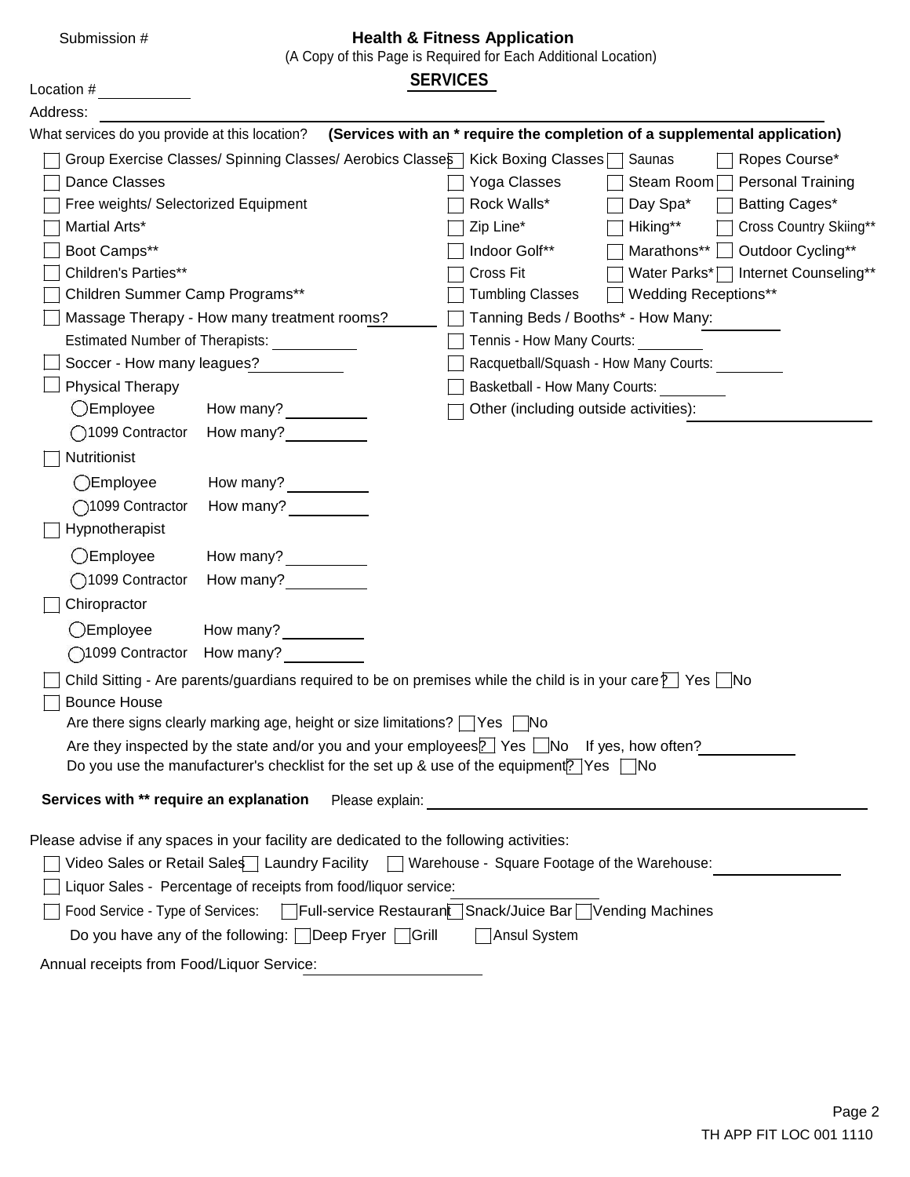Submission #

# Health & Fitness Application

(A Copy of this Page is Required for Each Additional Location)

## SERVICES

Location # ____________

Address: ________________________________________________

What services do you provide at this location? **(Services with an * require the completion of a supplemental application)**

- ☐ Group Exercise Classes/ Spinning Classes/ Aerobics Classes
- ☐ Dance Classes
- ☐ Free weights/ Selectorized Equipment
- ☐ Martial Arts*
- ☐ Boot Camps**
- ☐ Children's Parties**
- ☐ Children Summer Camp Programs**
- ☐ Massage Therapy - How many treatment rooms? ________
  - Estimated Number of Therapists: ________
- ☐ Soccer - How many leagues? ________
- ☐ Physical Therapy
  - ◯ Employee How many? ________
  - ◯ 1099 Contractor How many? ________
- ☐ Nutritionist
  - ◯ Employee How many? ________
  - ◯ 1099 Contractor How many? ________
- ☐ Hypnotherapist
  - ◯ Employee How many? ________
  - ◯ 1099 Contractor How many? ________
- ☐ Chiropractor
  - ◯ Employee How many? ________
  - ◯ 1099 Contractor How many? ________
- ☐ Kick Boxing Classes
- ☐ Yoga Classes
- ☐ Rock Walls*
- ☐ Zip Line*
- ☐ Indoor Golf**
- ☐ Cross Fit
- ☐ Tumbling Classes
- ☐ Tanning Beds / Booths* - How Many: ________
- ☐ Tennis - How Many Courts: ________
- ☐ Racquetball/Squash - How Many Courts: ________
- ☐ Basketball - How Many Courts: ________
- ☐ Other (including outside activities): ________
- ☐ Saunas
- ☐ Steam Room
- ☐ Day Spa*
- ☐ Hiking**
- ☐ Marathons**
- ☐ Water Parks*
- ☐ Wedding Receptions**
- ☐ Ropes Course*
- ☐ Personal Training
- ☐ Batting Cages*
- ☐ Cross Country Skiing**
- ☐ Outdoor Cycling**
- ☐ Internet Counseling**

- ☐ Child Sitting - Are parents/guardians required to be on premises while the child is in your care? ☐ Yes ☐ No
- ☐ Bounce House
  - Are there signs clearly marking age, height or size limitations? ☐ Yes ☐ No
  - Are they inspected by the state and/or you and your employees? ☐ Yes ☐ No If yes, how often? ________
  - Do you use the manufacturer's checklist for the set up & use of the equipment? ☐ Yes ☐ No

**Services with ** require an explanation** Please explain: ________________________________

Please advise if any spaces in your facility are dedicated to the following activities:

- ☐ Video Sales or Retail Sales ☐ Laundry Facility ☐ Warehouse - Square Footage of the Warehouse: ________
- ☐ Liquor Sales - Percentage of receipts from food/liquor service: ________
- ☐ Food Service - Type of Services: ☐ Full-service Restaurant ☐ Snack/Juice Bar ☐ Vending Machines
  - Do you have any of the following: ☐ Deep Fryer ☐ Grill ☐ Ansul System

Annual receipts from Food/Liquor Service: ________

TH APP FIT LOC 001 1110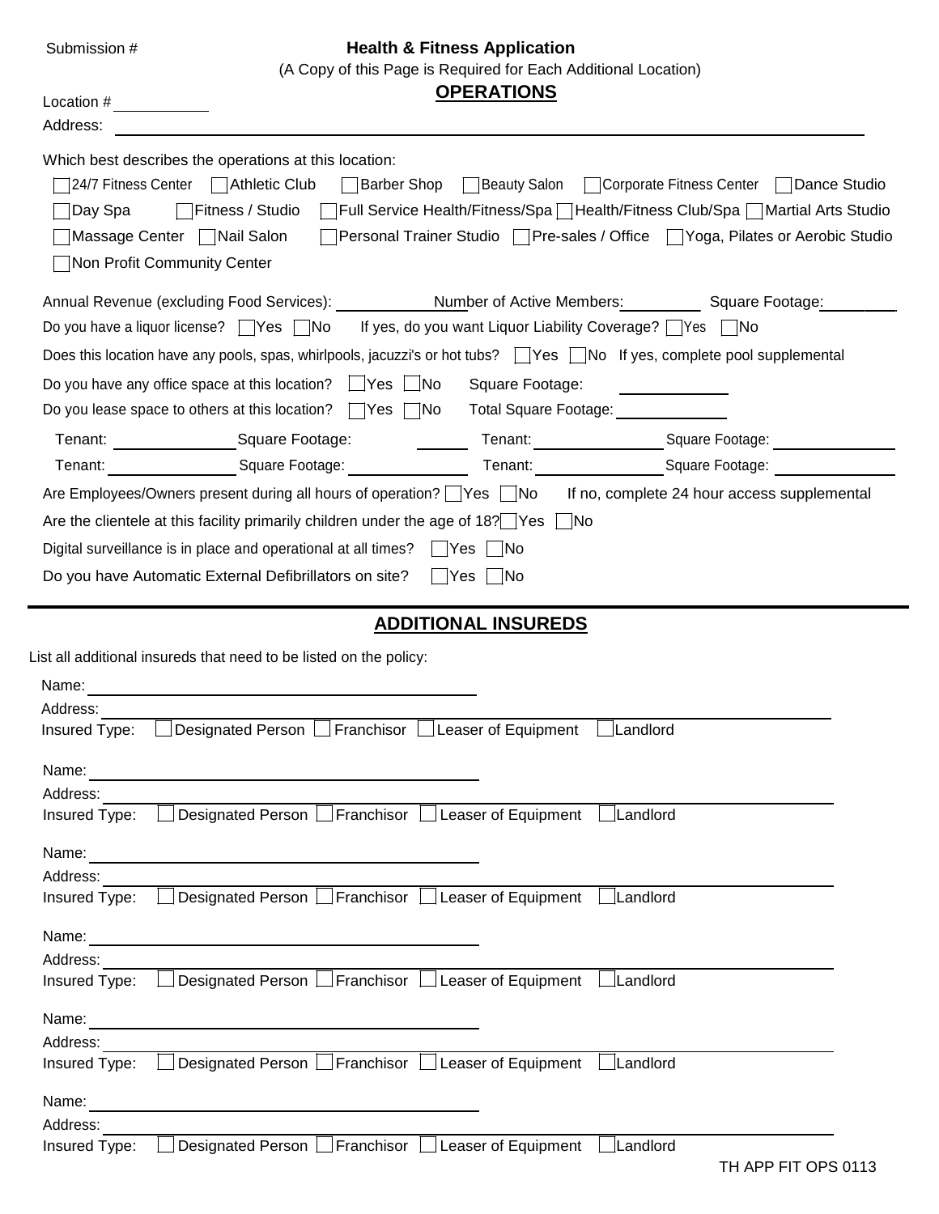Submission #

# Health & Fitness Application

(A Copy of this Page is Required for Each Additional Location)

## OPERATIONS

Location # ____________

Address: ______________________________________________________________

Which best describes the operations at this location:

☐ 24/7 Fitness Center ☐ Athletic Club ☐ Barber Shop ☐ Beauty Salon ☐ Corporate Fitness Center ☐ Dance Studio
☐ Day Spa ☐ Fitness / Studio ☐ Full Service Health/Fitness/Spa ☐ Health/Fitness Club/Spa ☐ Martial Arts Studio
☐ Massage Center ☐ Nail Salon ☐ Personal Trainer Studio ☐ Pre-sales / Office ☐ Yoga, Pilates or Aerobic Studio
☐ Non Profit Community Center

Annual Revenue (excluding Food Services): ____________ Number of Active Members: __________ Square Footage: __________

Do you have a liquor license? ☐ Yes ☐ No If yes, do you want Liquor Liability Coverage? ☐ Yes ☐ No

Does this location have any pools, spas, whirlpools, jacuzzi's or hot tubs? ☐ Yes ☐ No If yes, complete pool supplemental

Do you have any office space at this location? ☐ Yes ☐ No Square Footage: ____________

Do you lease space to others at this location? ☐ Yes ☐ No Total Square Footage: ____________

Tenant: ______________ Square Footage: ______ Tenant: ______________ Square Footage: ______________

Tenant: ______________ Square Footage: ______________ Tenant: ______________ Square Footage: ______________

Are Employees/Owners present during all hours of operation? ☐ Yes ☐ No If no, complete 24 hour access supplemental

Are the clientele at this facility primarily children under the age of 18? ☐ Yes ☐ No

Digital surveillance is in place and operational at all times? ☐ Yes ☐ No

Do you have Automatic External Defibrillators on site? ☐ Yes ☐ No

## ADDITIONAL INSUREDS

List all additional insureds that need to be listed on the policy:

Name: ______________________________________________
Address: ______________________________________________________________
Insured Type: ☐ Designated Person ☐ Franchisor ☐ Leaser of Equipment ☐ Landlord

Name: ______________________________________________
Address: ______________________________________________________________
Insured Type: ☐ Designated Person ☐ Franchisor ☐ Leaser of Equipment ☐ Landlord

Name: ______________________________________________
Address: ______________________________________________________________
Insured Type: ☐ Designated Person ☐ Franchisor ☐ Leaser of Equipment ☐ Landlord

Name: ______________________________________________
Address: ______________________________________________________________
Insured Type: ☐ Designated Person ☐ Franchisor ☐ Leaser of Equipment ☐ Landlord

Name: ______________________________________________
Address: ______________________________________________________________
Insured Type: ☐ Designated Person ☐ Franchisor ☐ Leaser of Equipment ☐ Landlord

Name: ______________________________________________
Address: ______________________________________________________________
Insured Type: ☐ Designated Person ☐ Franchisor ☐ Leaser of Equipment ☐ Landlord

TH APP FIT OPS 0113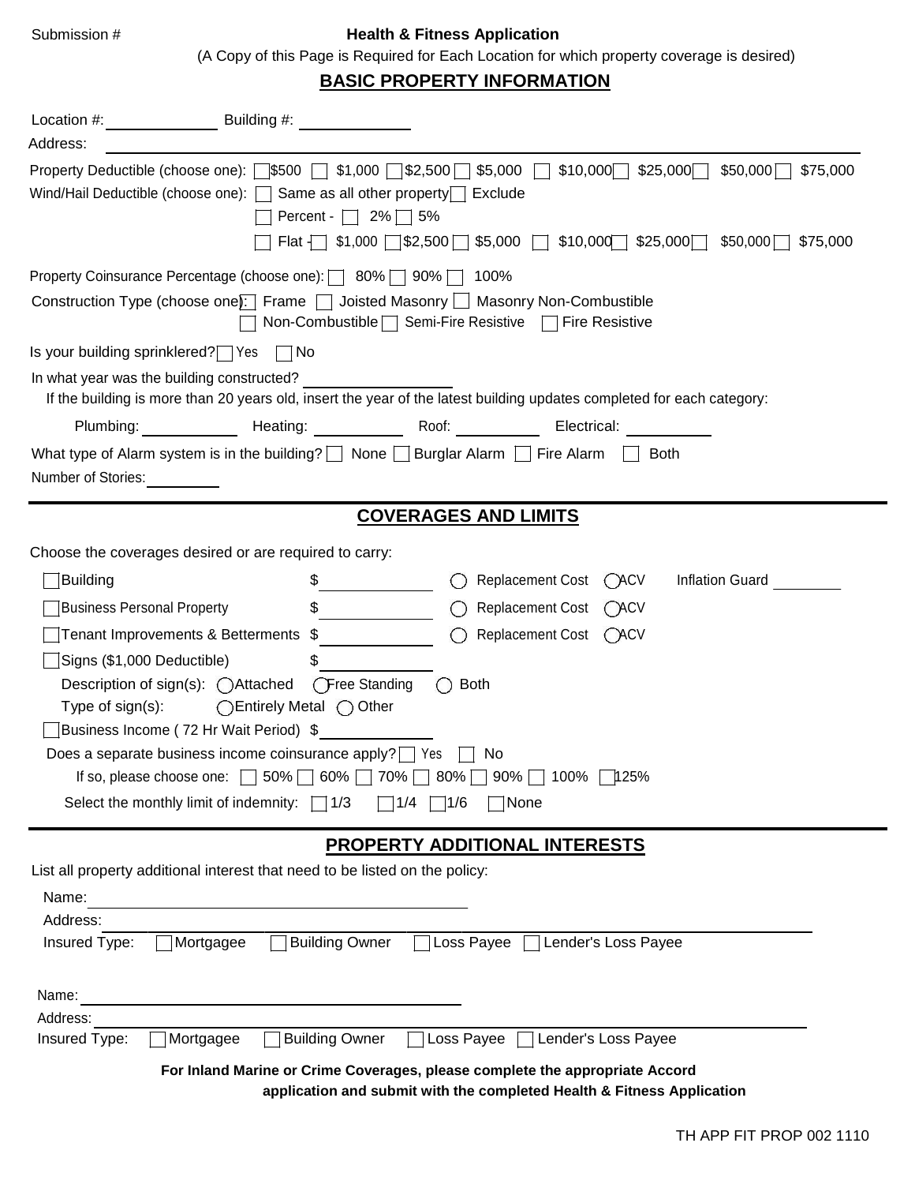Submission #

**Health & Fitness Application**

(A Copy of this Page is Required for Each Location for which property coverage is desired)

## BASIC PROPERTY INFORMATION

Location #: ____________ Building #: ____________

Address: ________________________________________________

Property Deductible (choose one): ☐ $500 ☐ $1,000 ☐ $2,500 ☐ $5,000 ☐ $10,000 ☐ $25,000 ☐ $50,000 ☐ $75,000

Wind/Hail Deductible (choose one): ☐ Same as all other property ☐ Exclude

☐ Percent - ☐ 2% ☐ 5%

☐ Flat - ☐ $1,000 ☐ $2,500 ☐ $5,000 ☐ $10,000 ☐ $25,000 ☐ $50,000 ☐ $75,000

Property Coinsurance Percentage (choose one): ☐ 80% ☐ 90% ☐ 100%

Construction Type (choose one): ☐ Frame ☐ Joisted Masonry ☐ Masonry Non-Combustible ☐ Non-Combustible ☐ Semi-Fire Resistive ☐ Fire Resistive

Is your building sprinklered? ☐ Yes ☐ No

In what year was the building constructed? ____________

If the building is more than 20 years old, insert the year of the latest building updates completed for each category:

Plumbing: ____________ Heating: ____________ Roof: ____________ Electrical: ____________

What type of Alarm system is in the building? ☐ None ☐ Burglar Alarm ☐ Fire Alarm ☐ Both

Number of Stories: ________

## COVERAGES AND LIMITS

Choose the coverages desired or are required to carry:

☐ Building $____________ ◯ Replacement Cost ◯ ACV Inflation Guard ________

☐ Business Personal Property $____________ ◯ Replacement Cost ◯ ACV

☐ Tenant Improvements & Betterments $____________ ◯ Replacement Cost ◯ ACV

☐ Signs ($1,000 Deductible) $____________

Description of sign(s): ◯ Attached ◯ Free Standing ◯ Both

Type of sign(s): ◯ Entirely Metal ◯ Other

☐ Business Income ( 72 Hr Wait Period) $____________

Does a separate business income coinsurance apply? ☐ Yes ☐ No

If so, please choose one: ☐ 50% ☐ 60% ☐ 70% ☐ 80% ☐ 90% ☐ 100% ☐ 125%

Select the monthly limit of indemnity: ☐ 1/3 ☐ 1/4 ☐ 1/6 ☐ None

## PROPERTY ADDITIONAL INTERESTS

List all property additional interest that need to be listed on the policy:

Name: ________________________________________

Address: ________________________________________

Insured Type: ☐ Mortgagee ☐ Building Owner ☐ Loss Payee ☐ Lender's Loss Payee

Name: ________________________________________

Address: ________________________________________

Insured Type: ☐ Mortgagee ☐ Building Owner ☐ Loss Payee ☐ Lender's Loss Payee

**For Inland Marine or Crime Coverages, please complete the appropriate Accord application and submit with the completed Health & Fitness Application**

TH APP FIT PROP 002 1110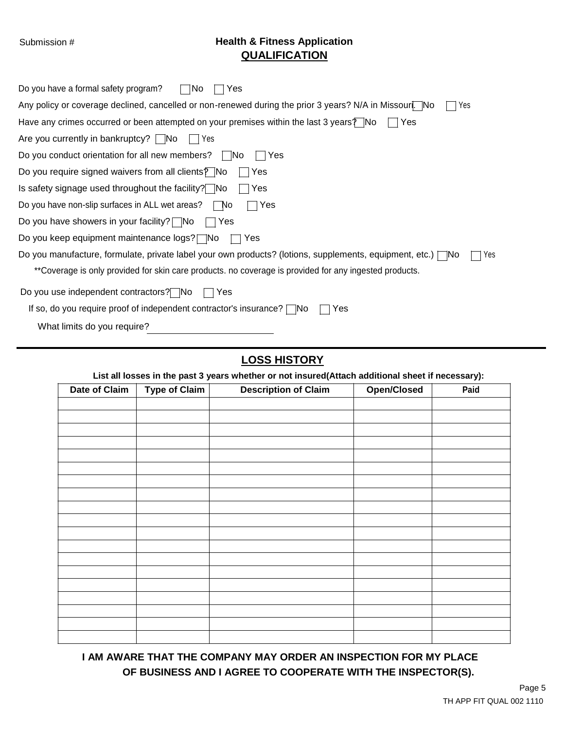Submission #

## Health & Fitness Application

## QUALIFICATION

Do you have a formal safety program? ☐ No ☐ Yes

Any policy or coverage declined, cancelled or non-renewed during the prior 3 years? N/A in Missouri. ☐ No ☐ Yes

Have any crimes occurred or been attempted on your premises within the last 3 years? ☐ No ☐ Yes

Are you currently in bankruptcy? ☐ No ☐ Yes

Do you conduct orientation for all new members? ☐ No ☐ Yes

Do you require signed waivers from all clients? ☐ No ☐ Yes

Is safety signage used throughout the facility? ☐ No ☐ Yes

Do you have non-slip surfaces in ALL wet areas? ☐ No ☐ Yes

Do you have showers in your facility? ☐ No ☐ Yes

Do you keep equipment maintenance logs? ☐ No ☐ Yes

Do you manufacture, formulate, private label your own products? (lotions, supplements, equipment, etc.) ☐ No ☐ Yes

**Coverage is only provided for skin care products. no coverage is provided for any ingested products.

Do you use independent contractors? ☐ No ☐ Yes

If so, do you require proof of independent contractor's insurance? ☐ No ☐ Yes

What limits do you require? ____________________

## LOSS HISTORY

**List all losses in the past 3 years whether or not insured(Attach additional sheet if necessary):**

| Date of Claim | Type of Claim | Description of Claim | Open/Closed | Paid |
|---|---|---|---|---|
| | | | | |
| | | | | |
| | | | | |
| | | | | |
| | | | | |
| | | | | |
| | | | | |
| | | | | |
| | | | | |
| | | | | |
| | | | | |
| | | | | |
| | | | | |
| | | | | |
| | | | | |
| | | | | |
| | | | | |
| | | | | |
| | | | | |

**I AM AWARE THAT THE COMPANY MAY ORDER AN INSPECTION FOR MY PLACE OF BUSINESS AND I AGREE TO COOPERATE WITH THE INSPECTOR(S).**

TH APP FIT QUAL 002 1110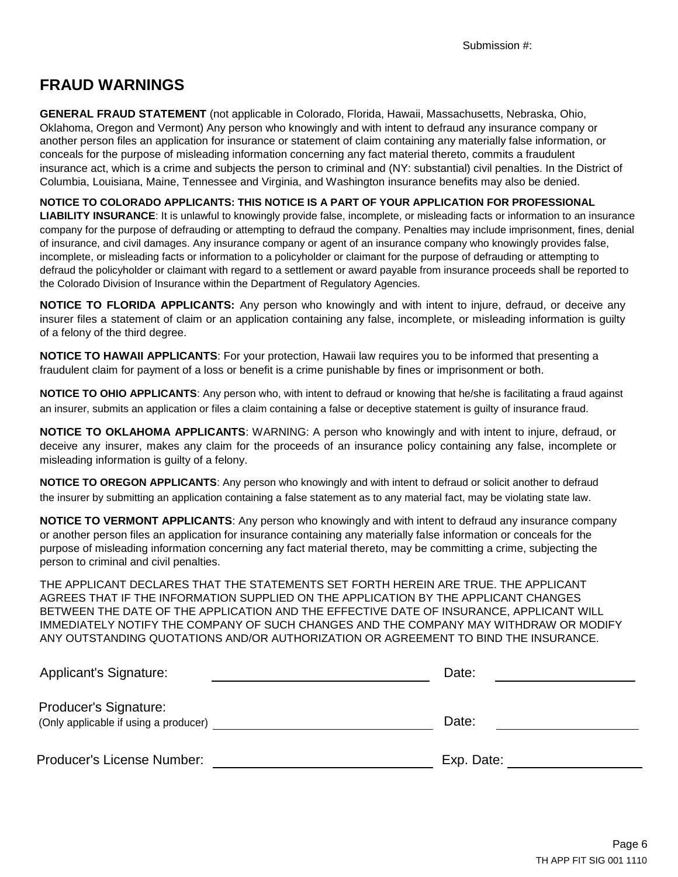Submission #:

# FRAUD WARNINGS

**GENERAL FRAUD STATEMENT** (not applicable in Colorado, Florida, Hawaii, Massachusetts, Nebraska, Ohio, Oklahoma, Oregon and Vermont) Any person who knowingly and with intent to defraud any insurance company or another person files an application for insurance or statement of claim containing any materially false information, or conceals for the purpose of misleading information concerning any fact material thereto, commits a fraudulent insurance act, which is a crime and subjects the person to criminal and (NY: substantial) civil penalties. In the District of Columbia, Louisiana, Maine, Tennessee and Virginia, and Washington insurance benefits may also be denied.

**NOTICE TO COLORADO APPLICANTS: THIS NOTICE IS A PART OF YOUR APPLICATION FOR PROFESSIONAL LIABILITY INSURANCE**: It is unlawful to knowingly provide false, incomplete, or misleading facts or information to an insurance company for the purpose of defrauding or attempting to defraud the company. Penalties may include imprisonment, fines, denial of insurance, and civil damages. Any insurance company or agent of an insurance company who knowingly provides false, incomplete, or misleading facts or information to a policyholder or claimant for the purpose of defrauding or attempting to defraud the policyholder or claimant with regard to a settlement or award payable from insurance proceeds shall be reported to the Colorado Division of Insurance within the Department of Regulatory Agencies.

**NOTICE TO FLORIDA APPLICANTS:** Any person who knowingly and with intent to injure, defraud, or deceive any insurer files a statement of claim or an application containing any false, incomplete, or misleading information is guilty of a felony of the third degree.

**NOTICE TO HAWAII APPLICANTS**: For your protection, Hawaii law requires you to be informed that presenting a fraudulent claim for payment of a loss or benefit is a crime punishable by fines or imprisonment or both.

**NOTICE TO OHIO APPLICANTS**: Any person who, with intent to defraud or knowing that he/she is facilitating a fraud against an insurer, submits an application or files a claim containing a false or deceptive statement is guilty of insurance fraud.

**NOTICE TO OKLAHOMA APPLICANTS**: WARNING: A person who knowingly and with intent to injure, defraud, or deceive any insurer, makes any claim for the proceeds of an insurance policy containing any false, incomplete or misleading information is guilty of a felony.

**NOTICE TO OREGON APPLICANTS**: Any person who knowingly and with intent to defraud or solicit another to defraud the insurer by submitting an application containing a false statement as to any material fact, may be violating state law.

**NOTICE TO VERMONT APPLICANTS**: Any person who knowingly and with intent to defraud any insurance company or another person files an application for insurance containing any materially false information or conceals for the purpose of misleading information concerning any fact material thereto, may be committing a crime, subjecting the person to criminal and civil penalties.

THE APPLICANT DECLARES THAT THE STATEMENTS SET FORTH HEREIN ARE TRUE. THE APPLICANT AGREES THAT IF THE INFORMATION SUPPLIED ON THE APPLICATION BY THE APPLICANT CHANGES BETWEEN THE DATE OF THE APPLICATION AND THE EFFECTIVE DATE OF INSURANCE, APPLICANT WILL IMMEDIATELY NOTIFY THE COMPANY OF SUCH CHANGES AND THE COMPANY MAY WITHDRAW OR MODIFY ANY OUTSTANDING QUOTATIONS AND/OR AUTHORIZATION OR AGREEMENT TO BIND THE INSURANCE.

Applicant's Signature: ______________________________ Date: ____________________

Producer's Signature:
(Only applicable if using a producer) ______________________________ Date: ____________________

Producer's License Number: ______________________________ Exp. Date: ____________________

TH APP FIT SIG 001 1110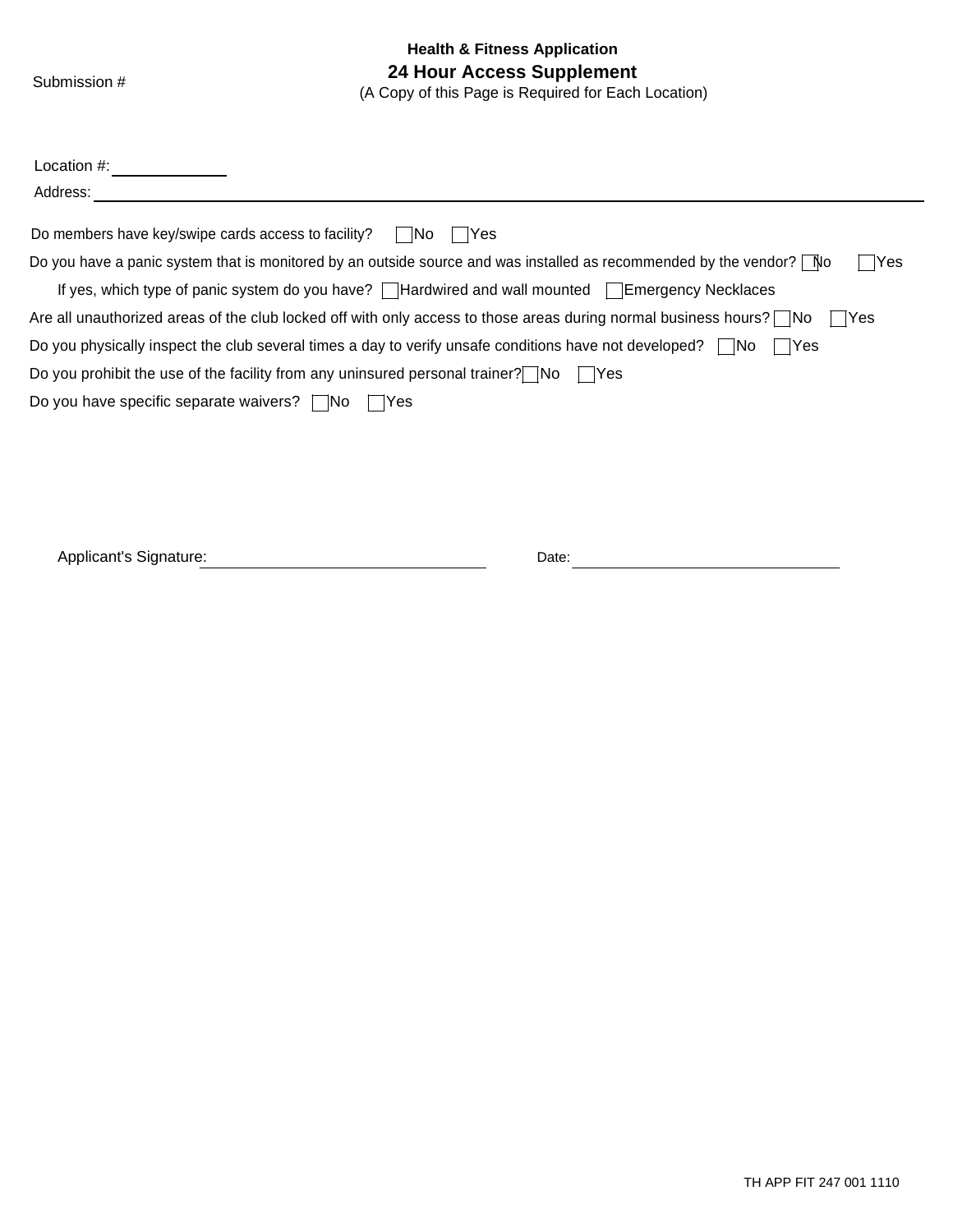Submission #

**Health & Fitness Application**

## 24 Hour Access Supplement

(A Copy of this Page is Required for Each Location)

Location #: ____________

Address: ________________________________________________________________

Do members have key/swipe cards access to facility? ☐ No ☐ Yes

Do you have a panic system that is monitored by an outside source and was installed as recommended by the vendor? ☐ No ☐ Yes

If yes, which type of panic system do you have? ☐ Hardwired and wall mounted ☐ Emergency Necklaces

Are all unauthorized areas of the club locked off with only access to those areas during normal business hours? ☐ No ☐ Yes

Do you physically inspect the club several times a day to verify unsafe conditions have not developed? ☐ No ☐ Yes

Do you prohibit the use of the facility from any uninsured personal trainer? ☐ No ☐ Yes

Do you have specific separate waivers? ☐ No ☐ Yes

Applicant's Signature: ______________________________ Date: ______________________________

TH APP FIT 247 001 1110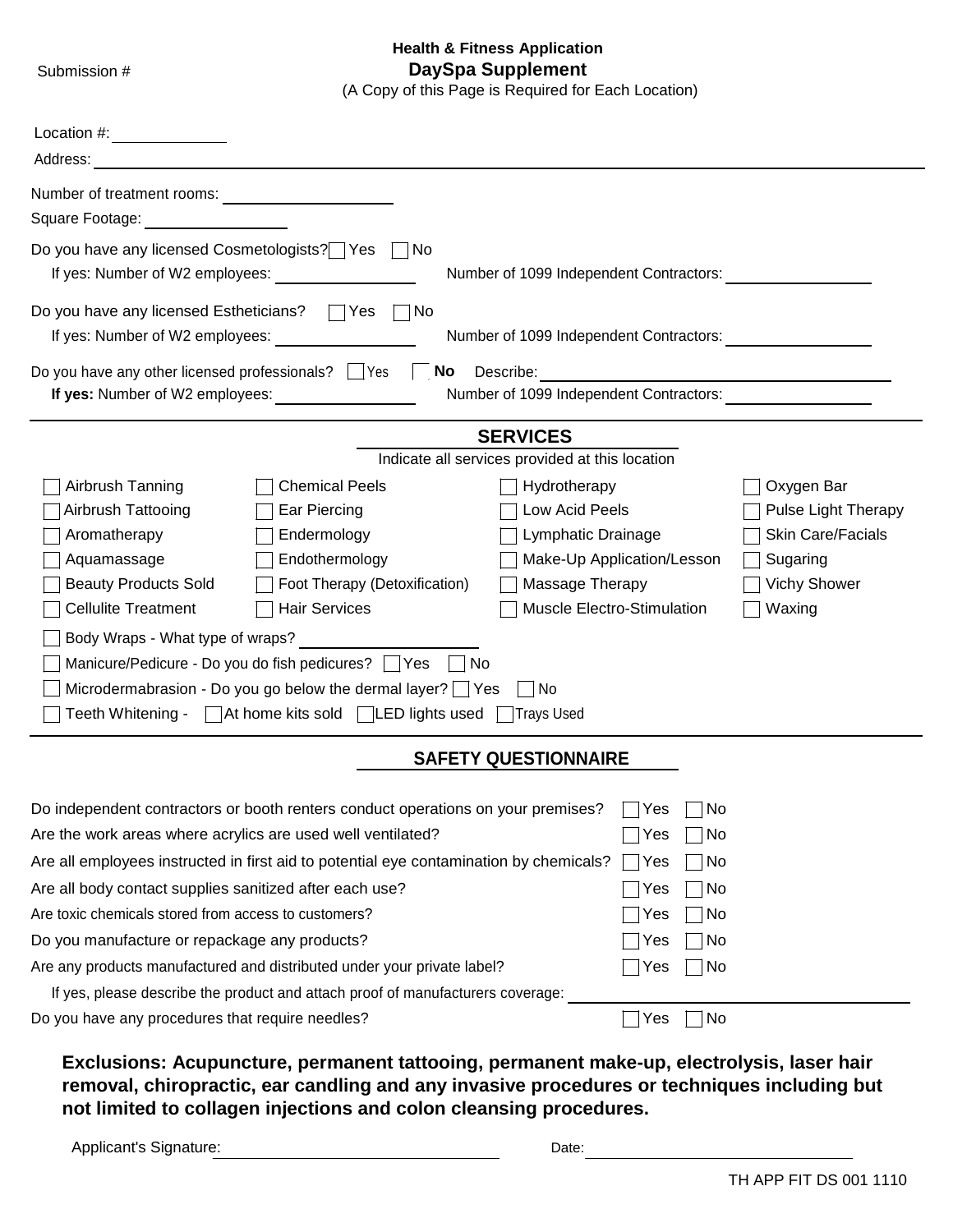Submission #

## Health & Fitness Application
## DaySpa Supplement

(A Copy of this Page is Required for Each Location)

Location #: ____________

Address: ____________

Number of treatment rooms: ____________

Square Footage: ____________

Do you have any licensed Cosmetologists? ☐ Yes ☐ No

If yes: Number of W2 employees: ____________ Number of 1099 Independent Contractors: ____________

Do you have any licensed Estheticians? ☐ Yes ☐ No

If yes: Number of W2 employees: ____________ Number of 1099 Independent Contractors: ____________

Do you have any other licensed professionals? ☐ Yes ☐ **No** Describe: ____________

**If yes:** Number of W2 employees: ____________ Number of 1099 Independent Contractors: ____________

## SERVICES

Indicate all services provided at this location

| | | | |
|---|---|---|---|
| ☐ Airbrush Tanning | ☐ Chemical Peels | ☐ Hydrotherapy | ☐ Oxygen Bar |
| ☐ Airbrush Tattooing | ☐ Ear Piercing | ☐ Low Acid Peels | ☐ Pulse Light Therapy |
| ☐ Aromatherapy | ☐ Endermology | ☐ Lymphatic Drainage | ☐ Skin Care/Facials |
| ☐ Aquamassage | ☐ Endothermology | ☐ Make-Up Application/Lesson | ☐ Sugaring |
| ☐ Beauty Products Sold | ☐ Foot Therapy (Detoxification) | ☐ Massage Therapy | ☐ Vichy Shower |
| ☐ Cellulite Treatment | ☐ Hair Services | ☐ Muscle Electro-Stimulation | ☐ Waxing |

☐ Body Wraps - What type of wraps? ____________

☐ Manicure/Pedicure - Do you do fish pedicures? ☐ Yes ☐ No

☐ Microdermabrasion - Do you go below the dermal layer? ☐ Yes ☐ No

☐ Teeth Whitening - ☐ At home kits sold ☐ LED lights used ☐ Trays Used

## SAFETY QUESTIONNAIRE

| | | |
|---|---|---|
| Do independent contractors or booth renters conduct operations on your premises? | ☐ Yes | ☐ No |
| Are the work areas where acrylics are used well ventilated? | ☐ Yes | ☐ No |
| Are all employees instructed in first aid to potential eye contamination by chemicals? | ☐ Yes | ☐ No |
| Are all body contact supplies sanitized after each use? | ☐ Yes | ☐ No |
| Are toxic chemicals stored from access to customers? | ☐ Yes | ☐ No |
| Do you manufacture or repackage any products? | ☐ Yes | ☐ No |
| Are any products manufactured and distributed under your private label? | ☐ Yes | ☐ No |

If yes, please describe the product and attach proof of manufacturers coverage: ____________

| | | |
|---|---|---|
| Do you have any procedures that require needles? | ☐ Yes | ☐ No |

**Exclusions: Acupuncture, permanent tattooing, permanent make-up, electrolysis, laser hair removal, chiropractic, ear candling and any invasive procedures or techniques including but not limited to collagen injections and colon cleansing procedures.**

Applicant's Signature: ____________ Date: ____________

TH APP FIT DS 001 1110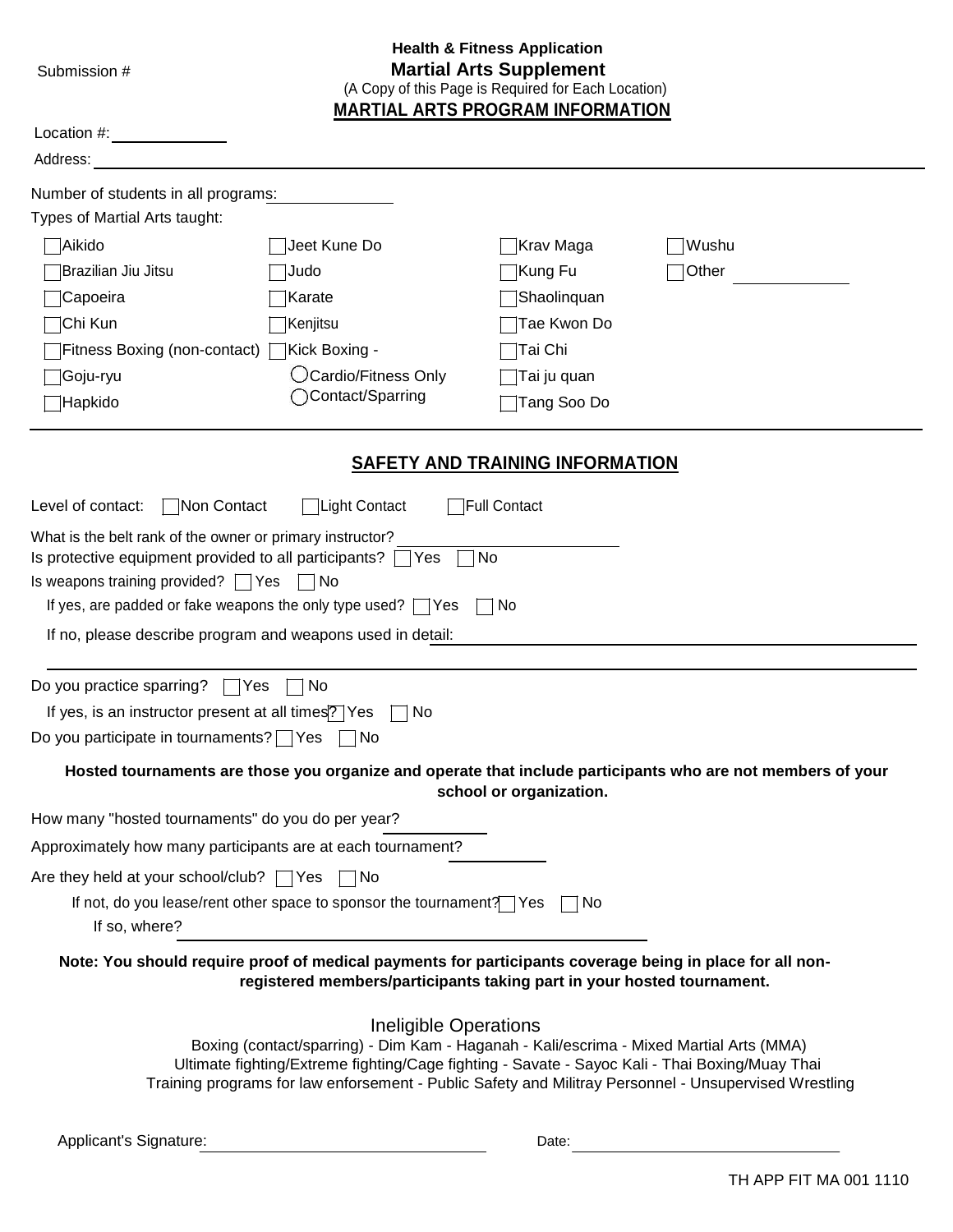Submission #

**Health & Fitness Application**

## Martial Arts Supplement

(A Copy of this Page is Required for Each Location)

## MARTIAL ARTS PROGRAM INFORMATION

Location #: ____________

Address: ____________

Number of students in all programs: ____________

Types of Martial Arts taught:

| | | | |
|---|---|---|---|
| ☐ Aikido | ☐ Jeet Kune Do | ☐ Krav Maga | ☐ Wushu |
| ☐ Brazilian Jiu Jitsu | ☐ Judo | ☐ Kung Fu | ☐ Other ____________ |
| ☐ Capoeira | ☐ Karate | ☐ Shaolinquan | |
| ☐ Chi Kun | ☐ Kenjitsu | ☐ Tae Kwon Do | |
| ☐ Fitness Boxing (non-contact) | ☐ Kick Boxing - | ☐ Tai Chi | |
| ☐ Goju-ryu | ◯ Cardio/Fitness Only | ☐ Tai ju quan | |
| ☐ Hapkido | ◯ Contact/Sparring | ☐ Tang Soo Do | |

## SAFETY AND TRAINING INFORMATION

Level of contact: ☐ Non Contact ☐ Light Contact ☐ Full Contact

What is the belt rank of the owner or primary instructor? ____________

Is protective equipment provided to all participants? ☐ Yes ☐ No

Is weapons training provided? ☐ Yes ☐ No

If yes, are padded or fake weapons the only type used? ☐ Yes ☐ No

If no, please describe program and weapons used in detail: ____________

Do you practice sparring? ☐ Yes ☐ No

If yes, is an instructor present at all times? ☐ Yes ☐ No

Do you participate in tournaments? ☐ Yes ☐ No

**Hosted tournaments are those you organize and operate that include participants who are not members of your school or organization.**

How many "hosted tournaments" do you do per year? ____________

Approximately how many participants are at each tournament? ____________

Are they held at your school/club? ☐ Yes ☐ No

If not, do you lease/rent other space to sponsor the tournament? ☐ Yes ☐ No

If so, where? ____________

**Note: You should require proof of medical payments for participants coverage being in place for all non-registered members/participants taking part in your hosted tournament.**

### Ineligible Operations

Boxing (contact/sparring) - Dim Kam - Haganah - Kali/escrima - Mixed Martial Arts (MMA)
Ultimate fighting/Extreme fighting/Cage fighting - Savate - Sayoc Kali - Thai Boxing/Muay Thai
Training programs for law enforcement - Public Safety and Militray Personnel - Unsupervised Wrestling

Applicant's Signature: ____________ Date: ____________

TH APP FIT MA 001 1110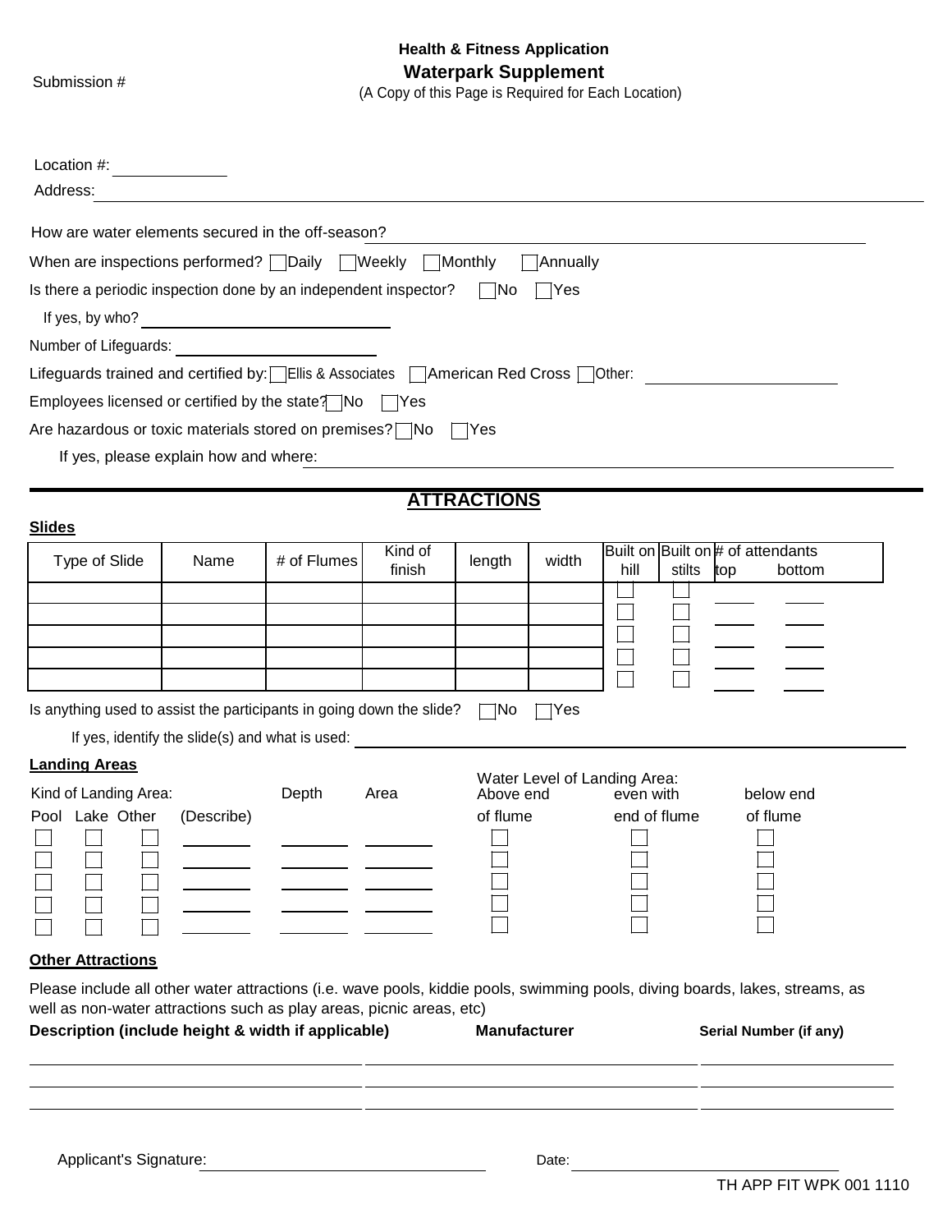Submission #

**Health & Fitness Application**

## Waterpark Supplement

(A Copy of this Page is Required for Each Location)

Location #: ____________

Address: ________________________________________________________________

How are water elements secured in the off-season? ______________________________________

When are inspections performed? ☐ Daily ☐ Weekly ☐ Monthly ☐ Annually

Is there a periodic inspection done by an independent inspector? ☐ No ☐ Yes

If yes, by who? ______________________

Number of Lifeguards: ____________________

Lifeguards trained and certified by: ☐ Ellis & Associates ☐ American Red Cross ☐ Other: ____________________

Employees licensed or certified by the state? ☐ No ☐ Yes

Are hazardous or toxic materials stored on premises? ☐ No ☐ Yes

If yes, please explain how and where: ______________________________________________

## ATTRACTIONS

**Slides**

| Type of Slide | Name | # of Flumes | Kind of finish | length | width | Built on hill | Built on stilts | # of attendants top | # of attendants bottom |
|---|---|---|---|---|---|---|---|---|---|
| | | | | | | ☐ | ☐ | | |
| | | | | | | ☐ | ☐ | | |
| | | | | | | ☐ | ☐ | | |
| | | | | | | ☐ | ☐ | | |
| | | | | | | ☐ | ☐ | | |

Is anything used to assist the participants in going down the slide? ☐ No ☐ Yes

If yes, identify the slide(s) and what is used: ______________________________________________

**Landing Areas**

| Kind of Landing Area: Pool | Lake | Other | (Describe) | Depth | Area | Water Level of Landing Area: Above end of flume | even with end of flume | below end of flume |
|---|---|---|---|---|---|---|---|---|
| ☐ | ☐ | ☐ | | | | ☐ | ☐ | ☐ |
| ☐ | ☐ | ☐ | | | | ☐ | ☐ | ☐ |
| ☐ | ☐ | ☐ | | | | ☐ | ☐ | ☐ |
| ☐ | ☐ | ☐ | | | | ☐ | ☐ | ☐ |
| ☐ | ☐ | ☐ | | | | ☐ | ☐ | ☐ |

**Other Attractions**

Please include all other water attractions (i.e. wave pools, kiddie pools, swimming pools, diving boards, lakes, streams, as well as non-water attractions such as play areas, picnic areas, etc)

| Description (include height & width if applicable) | Manufacturer | Serial Number (if any) |
|---|---|---|
| | | |
| | | |
| | | |

Applicant's Signature: ______________________________ Date: ______________________________

TH APP FIT WPK 001 1110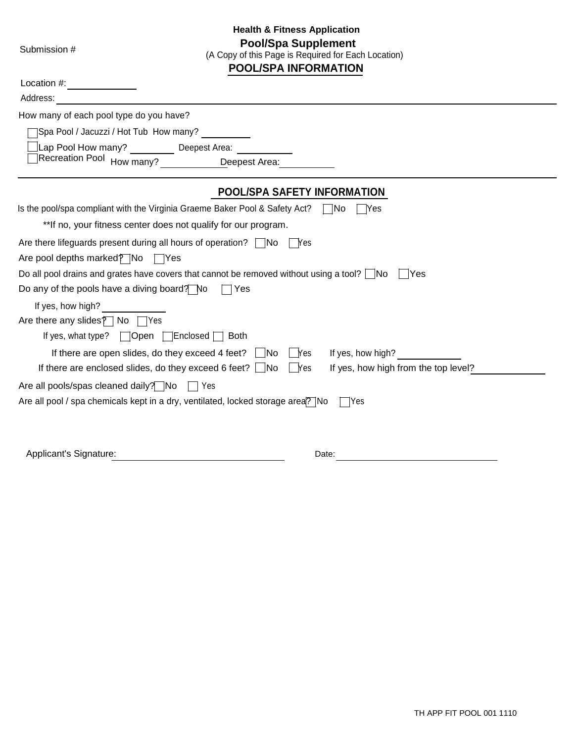**Health & Fitness Application**

## Pool/Spa Supplement

(A Copy of this Page is Required for Each Location)

Submission #

## POOL/SPA INFORMATION

Location #: ______________

Address: ______________________________________________

How many of each pool type do you have?

☐ Spa Pool / Jacuzzi / Hot Tub How many? __________

☐ Lap Pool How many? _________ Deepest Area: ___________

☐ Recreation Pool How many? ____________ Deepest Area: ___________

## POOL/SPA SAFETY INFORMATION

Is the pool/spa compliant with the Virginia Graeme Baker Pool & Safety Act? ☐ No ☐ Yes

**If no, your fitness center does not qualify for our program.

Are there lifeguards present during all hours of operation? ☐ No ☐ Yes

Are pool depths marked? ☐ No ☐ Yes

Do all pool drains and grates have covers that cannot be removed without using a tool? ☐ No ☐ Yes

Do any of the pools have a diving board? ☐ No ☐ Yes

If yes, how high? ____________

Are there any slides? ☐ No ☐ Yes

If yes, what type? ☐ Open ☐ Enclosed ☐ Both

If there are open slides, do they exceed 4 feet? ☐ No ☐ Yes If yes, how high? ____________

If there are enclosed slides, do they exceed 6 feet? ☐ No ☐ Yes If yes, how high from the top level? ______________

Are all pools/spas cleaned daily? ☐ No ☐ Yes

Are all pool / spa chemicals kept in a dry, ventilated, locked storage area? ☐ No ☐ Yes

Applicant's Signature: ________________________________ Date: ________________________________

TH APP FIT POOL 001 1110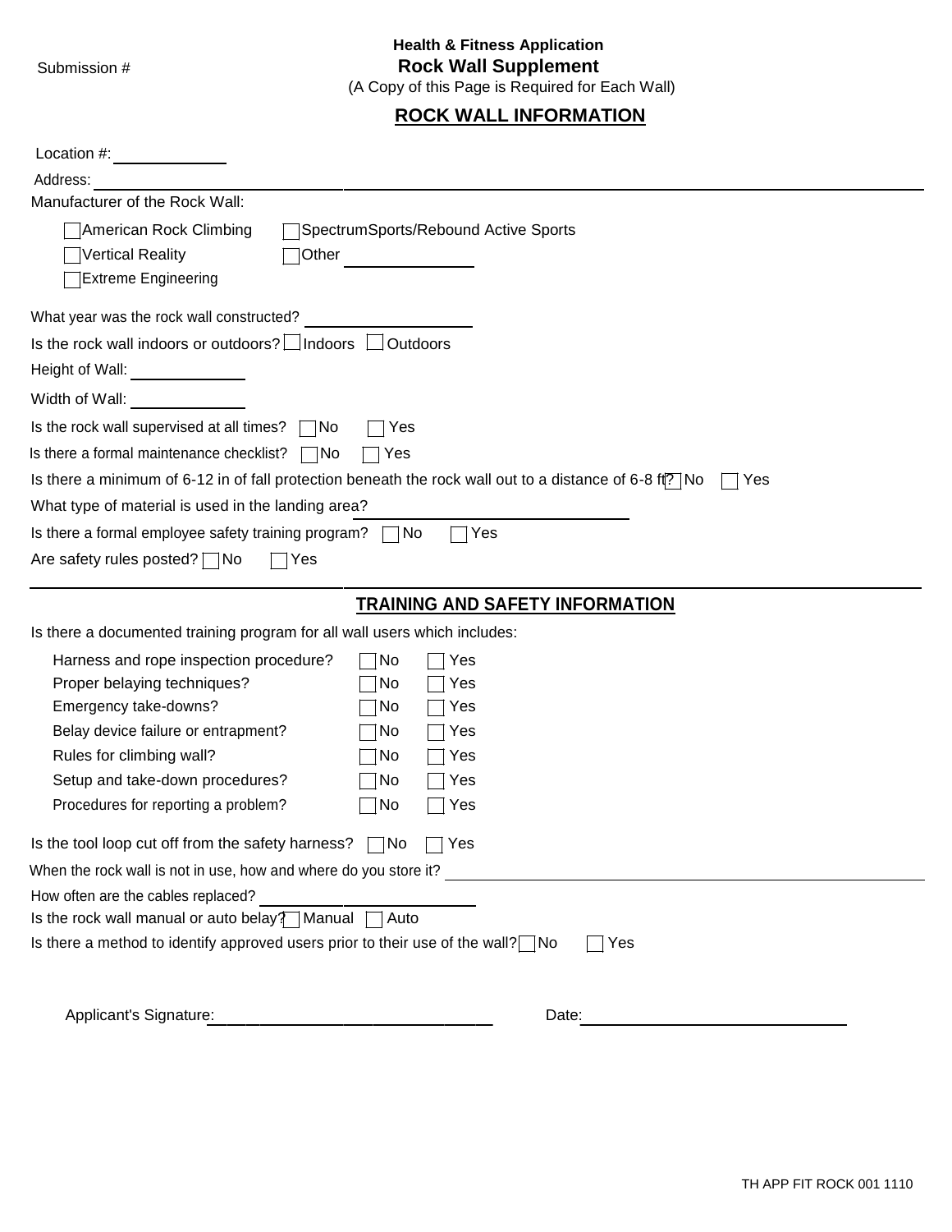Submission #

**Health & Fitness Application**

# Rock Wall Supplement

(A Copy of this Page is Required for Each Wall)

## ROCK WALL INFORMATION

Location #: ____________

Address: ____________________________________________

Manufacturer of the Rock Wall:

- ☐ American Rock Climbing
- ☐ SpectrumSports/Rebound Active Sports
- ☐ Vertical Reality
- ☐ Other ____________
- ☐ Extreme Engineering

What year was the rock wall constructed? ____________

Is the rock wall indoors or outdoors? ☐ Indoors ☐ Outdoors

Height of Wall: ____________

Width of Wall: ____________

Is the rock wall supervised at all times? ☐ No ☐ Yes

Is there a formal maintenance checklist? ☐ No ☐ Yes

Is there a minimum of 6-12 in of fall protection beneath the rock wall out to a distance of 6-8 ft? ☐ No ☐ Yes

What type of material is used in the landing area? ____________

Is there a formal employee safety training program? ☐ No ☐ Yes

Are safety rules posted? ☐ No ☐ Yes

## TRAINING AND SAFETY INFORMATION

Is there a documented training program for all wall users which includes:

| | | |
|---|---|---|
| Harness and rope inspection procedure? | ☐ No | ☐ Yes |
| Proper belaying techniques? | ☐ No | ☐ Yes |
| Emergency take-downs? | ☐ No | ☐ Yes |
| Belay device failure or entrapment? | ☐ No | ☐ Yes |
| Rules for climbing wall? | ☐ No | ☐ Yes |
| Setup and take-down procedures? | ☐ No | ☐ Yes |
| Procedures for reporting a problem? | ☐ No | ☐ Yes |

Is the tool loop cut off from the safety harness? ☐ No ☐ Yes

When the rock wall is not in use, how and where do you store it? ____________

How often are the cables replaced? ____________

Is the rock wall manual or auto belay? ☐ Manual ☐ Auto

Is there a method to identify approved users prior to their use of the wall? ☐ No ☐ Yes

Applicant's Signature: ____________________ Date: ____________________

TH APP FIT ROCK 001 1110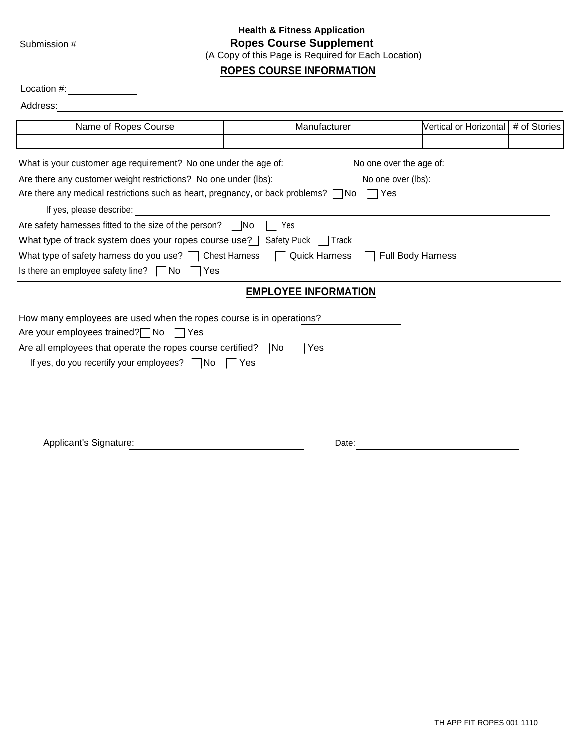Submission #

**Health & Fitness Application**

## Ropes Course Supplement

(A Copy of this Page is Required for Each Location)

### ROPES COURSE INFORMATION

Location #: ____________

Address: ____________________________________________

| Name of Ropes Course | Manufacturer | Vertical or Horizontal | # of Stories |
|---|---|---|---|
| | | | |

What is your customer age requirement? No one under the age of: __________ No one over the age of: __________

Are there any customer weight restrictions? No one under (lbs): __________ No one over (lbs): __________

Are there any medical restrictions such as heart, pregnancy, or back problems? ☐ No ☐ Yes

If yes, please describe: ____________________________________________

Are safety harnesses fitted to the size of the person? ☐ No ☐ Yes

What type of track system does your ropes course use? ☐ Safety Puck ☐ Track

What type of safety harness do you use? ☐ Chest Harness ☐ Quick Harness ☐ Full Body Harness

Is there an employee safety line? ☐ No ☐ Yes

### EMPLOYEE INFORMATION

How many employees are used when the ropes course is in operations? __________

Are your employees trained? ☐ No ☐ Yes

Are all employees that operate the ropes course certified? ☐ No ☐ Yes

If yes, do you recertify your employees? ☐ No ☐ Yes

Applicant's Signature: ______________________ Date: ______________________

TH APP FIT ROPES 001 1110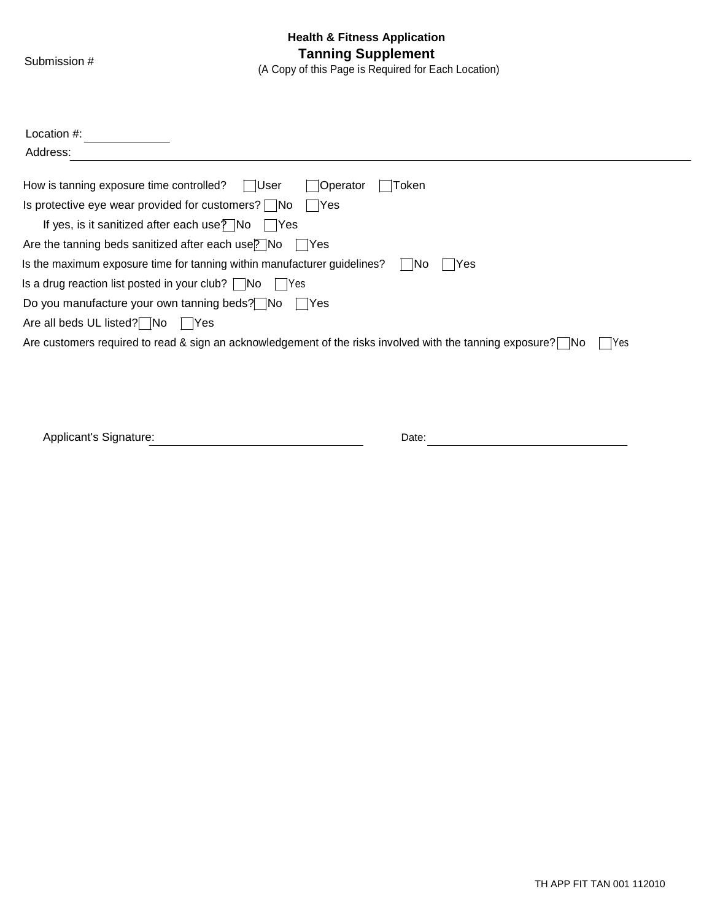Submission #

**Health & Fitness Application**

## Tanning Supplement

(A Copy of this Page is Required for Each Location)

Location #: ____________

Address: ____________________________________________________________

How is tanning exposure time controlled? ☐ User ☐ Operator ☐ Token

Is protective eye wear provided for customers? ☐ No ☐ Yes

If yes, is it sanitized after each use? ☐ No ☐ Yes

Are the tanning beds sanitized after each use? ☐ No ☐ Yes

Is the maximum exposure time for tanning within manufacturer guidelines? ☐ No ☐ Yes

Is a drug reaction list posted in your club? ☐ No ☐ Yes

Do you manufacture your own tanning beds? ☐ No ☐ Yes

Are all beds UL listed? ☐ No ☐ Yes

Are customers required to read & sign an acknowledgement of the risks involved with the tanning exposure? ☐ No ☐ Yes

Applicant's Signature: ______________________________ Date: ______________________________

TH APP FIT TAN 001 112010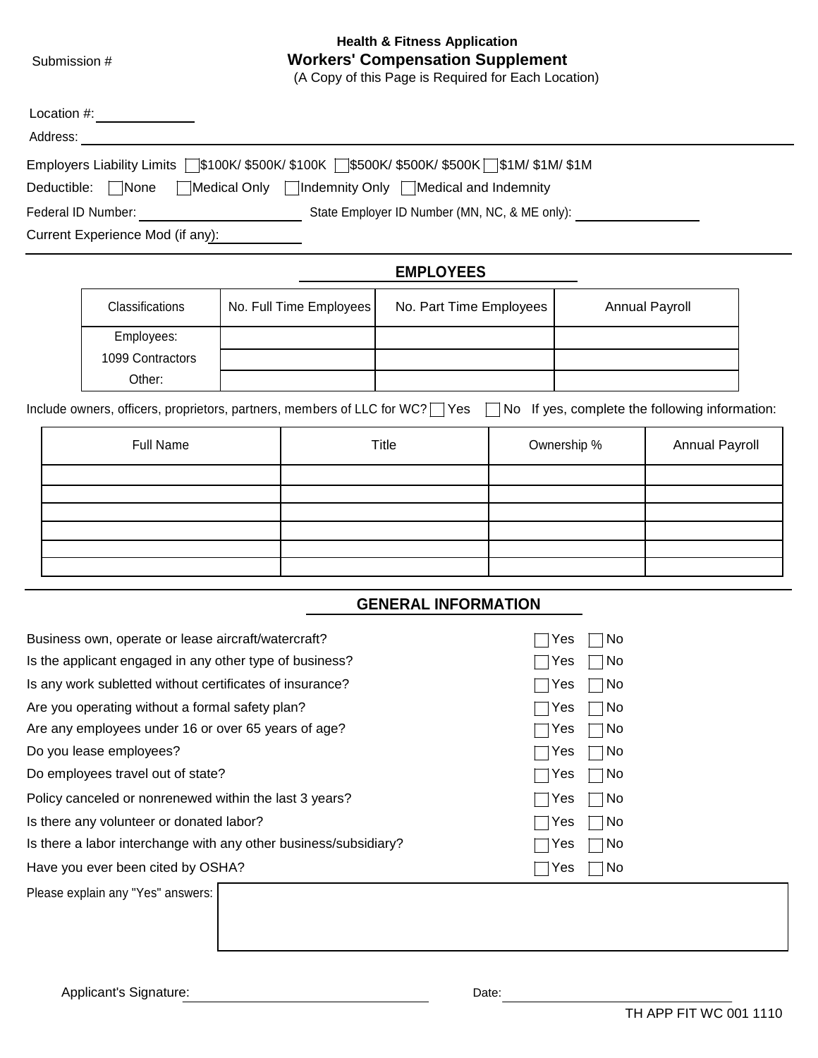Submission #

### Health & Fitness Application

## Workers' Compensation Supplement

(A Copy of this Page is Required for Each Location)

Location #: ____________

Address: ____________________________________________

Employers Liability Limits ☐ $100K/ $500K/ $100K ☐ $500K/ $500K/ $500K ☐ $1M/ $1M/ $1M

Deductible: ☐ None ☐ Medical Only ☐ Indemnity Only ☐ Medical and Indemnity

Federal ID Number: ____________ State Employer ID Number (MN, NC, & ME only): ____________

Current Experience Mod (if any): ____________

## EMPLOYEES

| Classifications | No. Full Time Employees | No. Part Time Employees | Annual Payroll |
|---|---|---|---|
| Employees: | | | |
| 1099 Contractors | | | |
| Other: | | | |

Include owners, officers, proprietors, partners, members of LLC for WC? ☐ Yes ☐ No If yes, complete the following information:

| Full Name | Title | Ownership % | Annual Payroll |
|---|---|---|---|
| | | | |
| | | | |
| | | | |
| | | | |
| | | | |
| | | | |

## GENERAL INFORMATION

| | | |
|---|---|---|
| Business own, operate or lease aircraft/watercraft? | ☐ Yes | ☐ No |
| Is the applicant engaged in any other type of business? | ☐ Yes | ☐ No |
| Is any work subletted without certificates of insurance? | ☐ Yes | ☐ No |
| Are you operating without a formal safety plan? | ☐ Yes | ☐ No |
| Are any employees under 16 or over 65 years of age? | ☐ Yes | ☐ No |
| Do you lease employees? | ☐ Yes | ☐ No |
| Do employees travel out of state? | ☐ Yes | ☐ No |
| Policy canceled or nonrenewed within the last 3 years? | ☐ Yes | ☐ No |
| Is there any volunteer or donated labor? | ☐ Yes | ☐ No |
| Is there a labor interchange with any other business/subsidiary? | ☐ Yes | ☐ No |
| Have you ever been cited by OSHA? | ☐ Yes | ☐ No |

Please explain any "Yes" answers:

Applicant's Signature: ____________________ Date: ____________________

TH APP FIT WC 001 1110